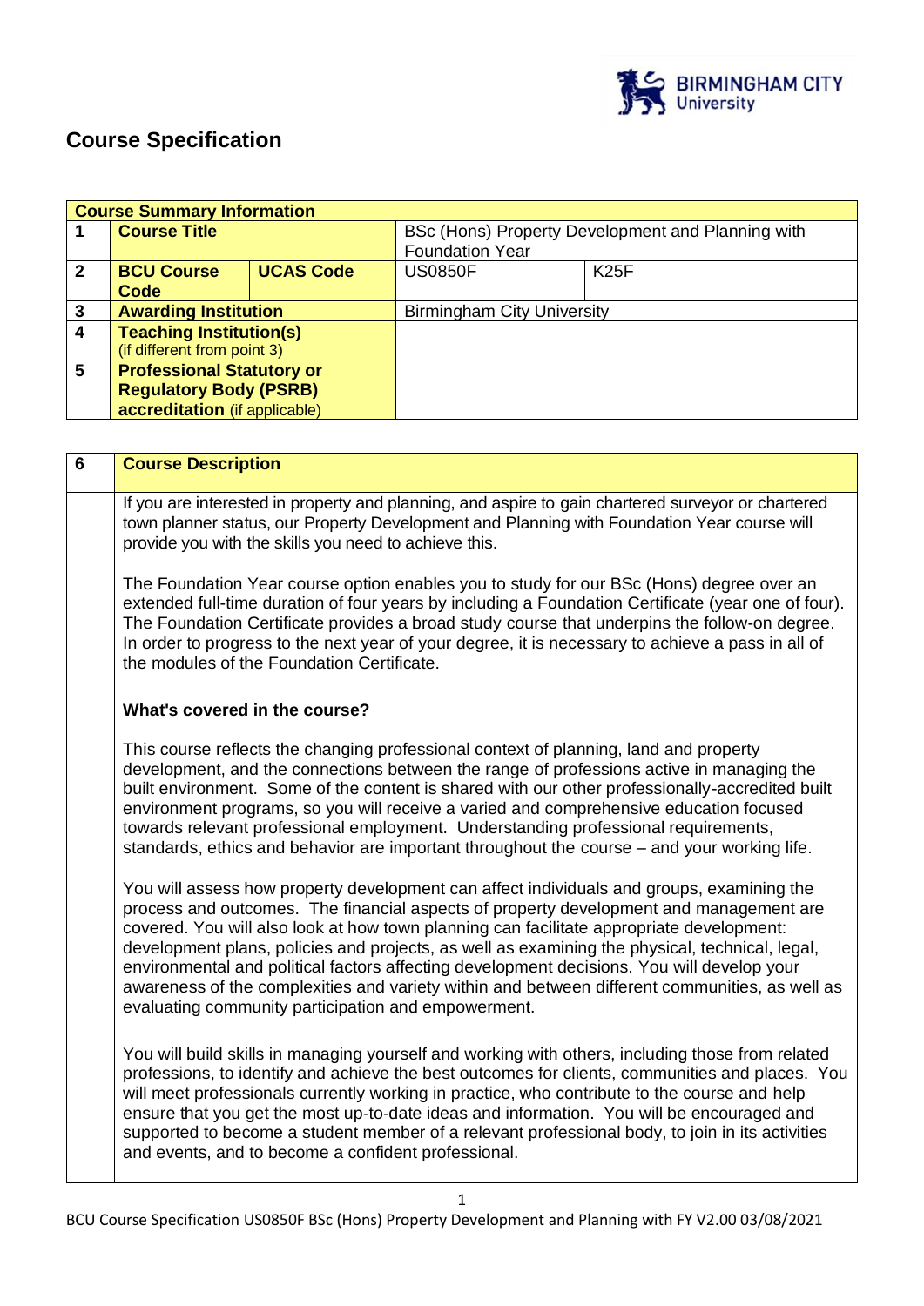# Course Specification

| Course Summary Information | | | | |
|---|---|---|---|---|
| **1** | **Course Title** | | BSc (Hons) Property Development and Planning with Foundation Year | |
| **2** | **BCU Course Code** | **UCAS Code** | US0850F | K25F |
| **3** | **Awarding Institution** | | Birmingham City University | |
| **4** | **Teaching Institution(s)** (if different from point 3) | | | |
| **5** | **Professional Statutory or Regulatory Body (PSRB) accreditation** (if applicable) | | | |

| 6 | Course Description |
|---|---|
| | If you are interested in property and planning, and aspire to gain chartered surveyor or chartered town planner status, our Property Development and Planning with Foundation Year course will provide you with the skills you need to achieve this.<br><br>The Foundation Year course option enables you to study for our BSc (Hons) degree over an extended full-time duration of four years by including a Foundation Certificate (year one of four). The Foundation Certificate provides a broad study course that underpins the follow-on degree. In order to progress to the next year of your degree, it is necessary to achieve a pass in all of the modules of the Foundation Certificate.<br><br>**What's covered in the course?**<br><br>This course reflects the changing professional context of planning, land and property development, and the connections between the range of professions active in managing the built environment. Some of the content is shared with our other professionally-accredited built environment programs, so you will receive a varied and comprehensive education focused towards relevant professional employment. Understanding professional requirements, standards, ethics and behavior are important throughout the course – and your working life.<br><br>You will assess how property development can affect individuals and groups, examining the process and outcomes. The financial aspects of property development and management are covered. You will also look at how town planning can facilitate appropriate development: development plans, policies and projects, as well as examining the physical, technical, legal, environmental and political factors affecting development decisions. You will develop your awareness of the complexities and variety within and between different communities, as well as evaluating community participation and empowerment.<br><br>You will build skills in managing yourself and working with others, including those from related professions, to identify and achieve the best outcomes for clients, communities and places. You will meet professionals currently working in practice, who contribute to the course and help ensure that you get the most up-to-date ideas and information. You will be encouraged and supported to become a student member of a relevant professional body, to join in its activities and events, and to become a confident professional. |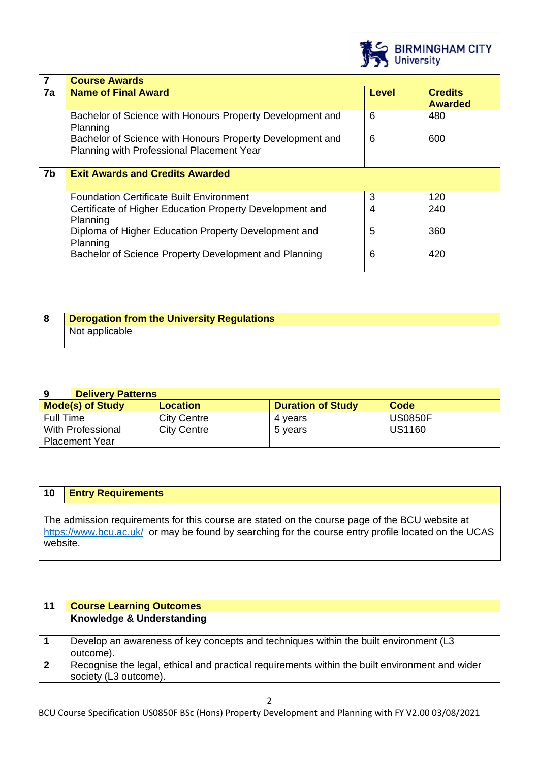| 7 | Course Awards | | |
|---|---|---|---|
| **7a** | **Name of Final Award** | **Level** | **Credits Awarded** |
| | Bachelor of Science with Honours Property Development and Planning | 6 | 480 |
| | Bachelor of Science with Honours Property Development and Planning with Professional Placement Year | 6 | 600 |
| **7b** | **Exit Awards and Credits Awarded** | | |
| | Foundation Certificate Built Environment | 3 | 120 |
| | Certificate of Higher Education Property Development and Planning | 4 | 240 |
| | Diploma of Higher Education Property Development and Planning | 5 | 360 |
| | Bachelor of Science Property Development and Planning | 6 | 420 |

| 8 | Derogation from the University Regulations |
|---|---|
| | Not applicable |

| 9 | Delivery Patterns | | |
|---|---|---|---|
| **Mode(s) of Study** | **Location** | **Duration of Study** | **Code** |
| Full Time | City Centre | 4 years | US0850F |
| With Professional Placement Year | City Centre | 5 years | US1160 |

| 10 | Entry Requirements |
|---|---|

The admission requirements for this course are stated on the course page of the BCU website at https://www.bcu.ac.uk/ or may be found by searching for the course entry profile located on the UCAS website.

| 11 | Course Learning Outcomes |
|---|---|
| | **Knowledge & Understanding** |
| 1 | Develop an awareness of key concepts and techniques within the built environment (L3 outcome). |
| 2 | Recognise the legal, ethical and practical requirements within the built environment and wider society (L3 outcome). |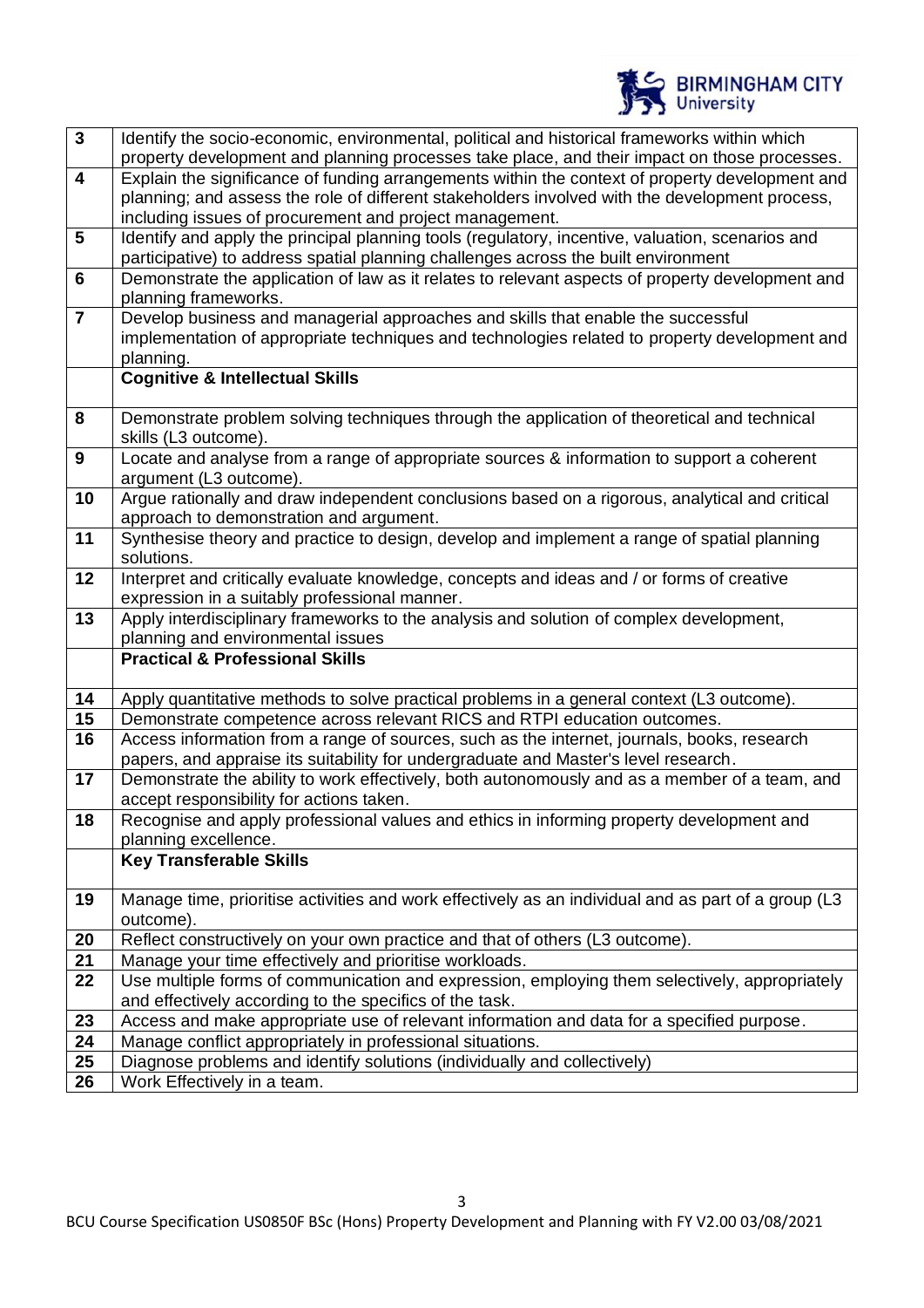| | |
|---|---|
| **3** | Identify the socio-economic, environmental, political and historical frameworks within which property development and planning processes take place, and their impact on those processes. |
| **4** | Explain the significance of funding arrangements within the context of property development and planning; and assess the role of different stakeholders involved with the development process, including issues of procurement and project management. |
| **5** | Identify and apply the principal planning tools (regulatory, incentive, valuation, scenarios and participative) to address spatial planning challenges across the built environment |
| **6** | Demonstrate the application of law as it relates to relevant aspects of property development and planning frameworks. |
| **7** | Develop business and managerial approaches and skills that enable the successful implementation of appropriate techniques and technologies related to property development and planning. |
| | **Cognitive & Intellectual Skills** |
| **8** | Demonstrate problem solving techniques through the application of theoretical and technical skills (L3 outcome). |
| **9** | Locate and analyse from a range of appropriate sources & information to support a coherent argument (L3 outcome). |
| **10** | Argue rationally and draw independent conclusions based on a rigorous, analytical and critical approach to demonstration and argument. |
| **11** | Synthesise theory and practice to design, develop and implement a range of spatial planning solutions. |
| **12** | Interpret and critically evaluate knowledge, concepts and ideas and / or forms of creative expression in a suitably professional manner. |
| **13** | Apply interdisciplinary frameworks to the analysis and solution of complex development, planning and environmental issues |
| | **Practical & Professional Skills** |
| **14** | Apply quantitative methods to solve practical problems in a general context (L3 outcome). |
| **15** | Demonstrate competence across relevant RICS and RTPI education outcomes. |
| **16** | Access information from a range of sources, such as the internet, journals, books, research papers, and appraise its suitability for undergraduate and Master's level research. |
| **17** | Demonstrate the ability to work effectively, both autonomously and as a member of a team, and accept responsibility for actions taken. |
| **18** | Recognise and apply professional values and ethics in informing property development and planning excellence. |
| | **Key Transferable Skills** |
| **19** | Manage time, prioritise activities and work effectively as an individual and as part of a group (L3 outcome). |
| **20** | Reflect constructively on your own practice and that of others (L3 outcome). |
| **21** | Manage your time effectively and prioritise workloads. |
| **22** | Use multiple forms of communication and expression, employing them selectively, appropriately and effectively according to the specifics of the task. |
| **23** | Access and make appropriate use of relevant information and data for a specified purpose. |
| **24** | Manage conflict appropriately in professional situations. |
| **25** | Diagnose problems and identify solutions (individually and collectively) |
| **26** | Work Effectively in a team. |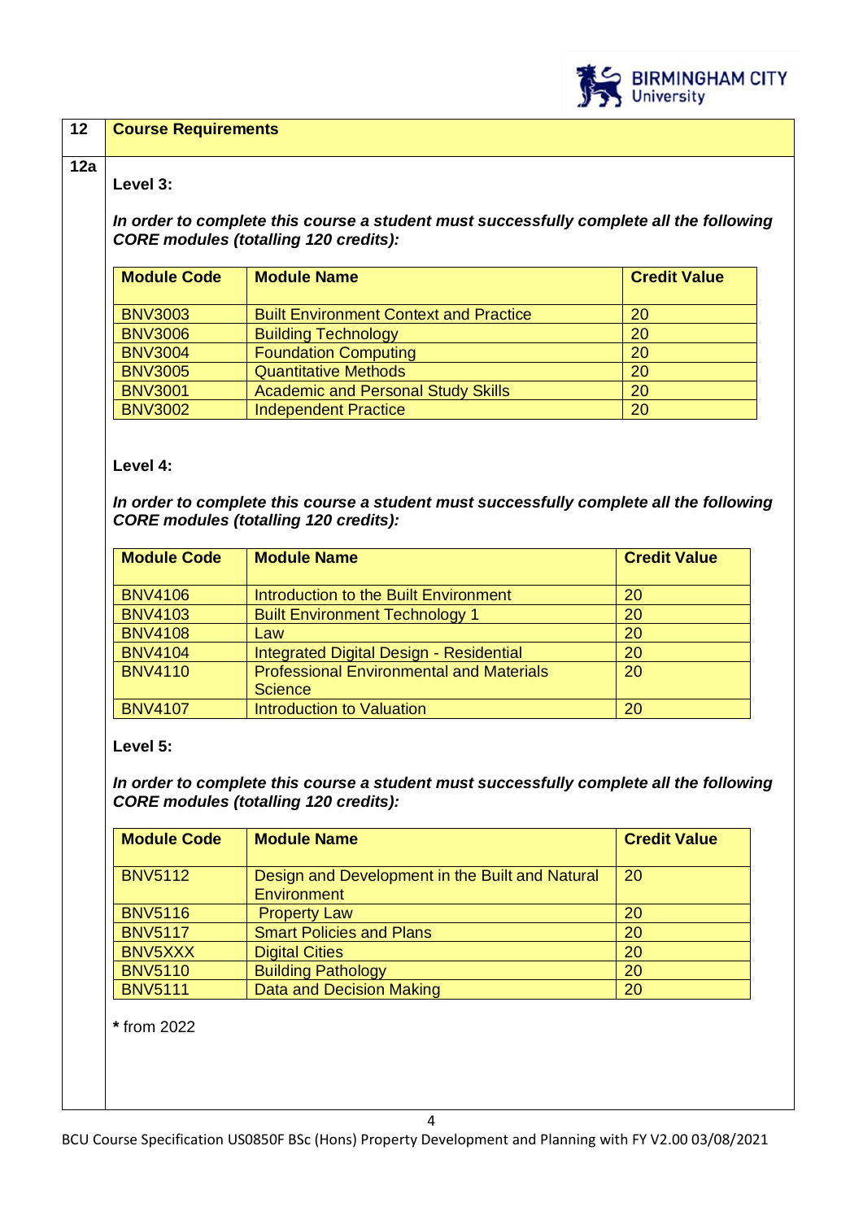## 12 Course Requirements

### 12a

**Level 3:**

***In order to complete this course a student must successfully complete all the following CORE modules (totalling 120 credits):***

| Module Code | Module Name | Credit Value |
|---|---|---|
| BNV3003 | Built Environment Context and Practice | 20 |
| BNV3006 | Building Technology | 20 |
| BNV3004 | Foundation Computing | 20 |
| BNV3005 | Quantitative Methods | 20 |
| BNV3001 | Academic and Personal Study Skills | 20 |
| BNV3002 | Independent Practice | 20 |

**Level 4:**

***In order to complete this course a student must successfully complete all the following CORE modules (totalling 120 credits):***

| Module Code | Module Name | Credit Value |
|---|---|---|
| BNV4106 | Introduction to the Built Environment | 20 |
| BNV4103 | Built Environment Technology 1 | 20 |
| BNV4108 | Law | 20 |
| BNV4104 | Integrated Digital Design - Residential | 20 |
| BNV4110 | Professional Environmental and Materials Science | 20 |
| BNV4107 | Introduction to Valuation | 20 |

**Level 5:**

***In order to complete this course a student must successfully complete all the following CORE modules (totalling 120 credits):***

| Module Code | Module Name | Credit Value |
|---|---|---|
| BNV5112 | Design and Development in the Built and Natural Environment | 20 |
| BNV5116 | Property Law | 20 |
| BNV5117 | Smart Policies and Plans | 20 |
| BNV5XXX | Digital Cities | 20 |
| BNV5110 | Building Pathology | 20 |
| BNV5111 | Data and Decision Making | 20 |

**\*** from 2022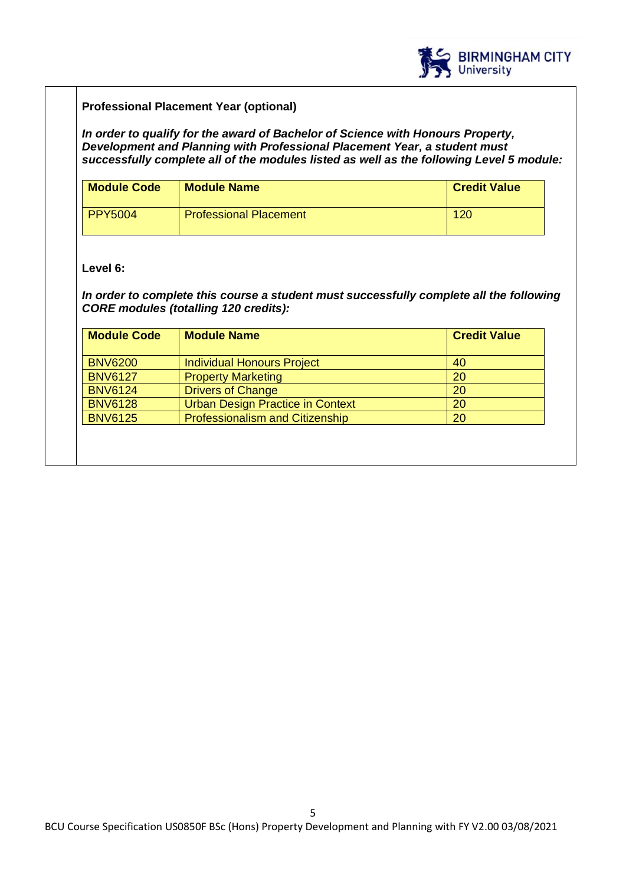**Professional Placement Year (optional)**

***In order to qualify for the award of Bachelor of Science with Honours Property, Development and Planning with Professional Placement Year, a student must successfully complete all of the modules listed as well as the following Level 5 module:***

| Module Code | Module Name | Credit Value |
|---|---|---|
| PPY5004 | Professional Placement | 120 |

**Level 6:**

***In order to complete this course a student must successfully complete all the following CORE modules (totalling 120 credits):***

| Module Code | Module Name | Credit Value |
|---|---|---|
| BNV6200 | Individual Honours Project | 40 |
| BNV6127 | Property Marketing | 20 |
| BNV6124 | Drivers of Change | 20 |
| BNV6128 | Urban Design Practice in Context | 20 |
| BNV6125 | Professionalism and Citizenship | 20 |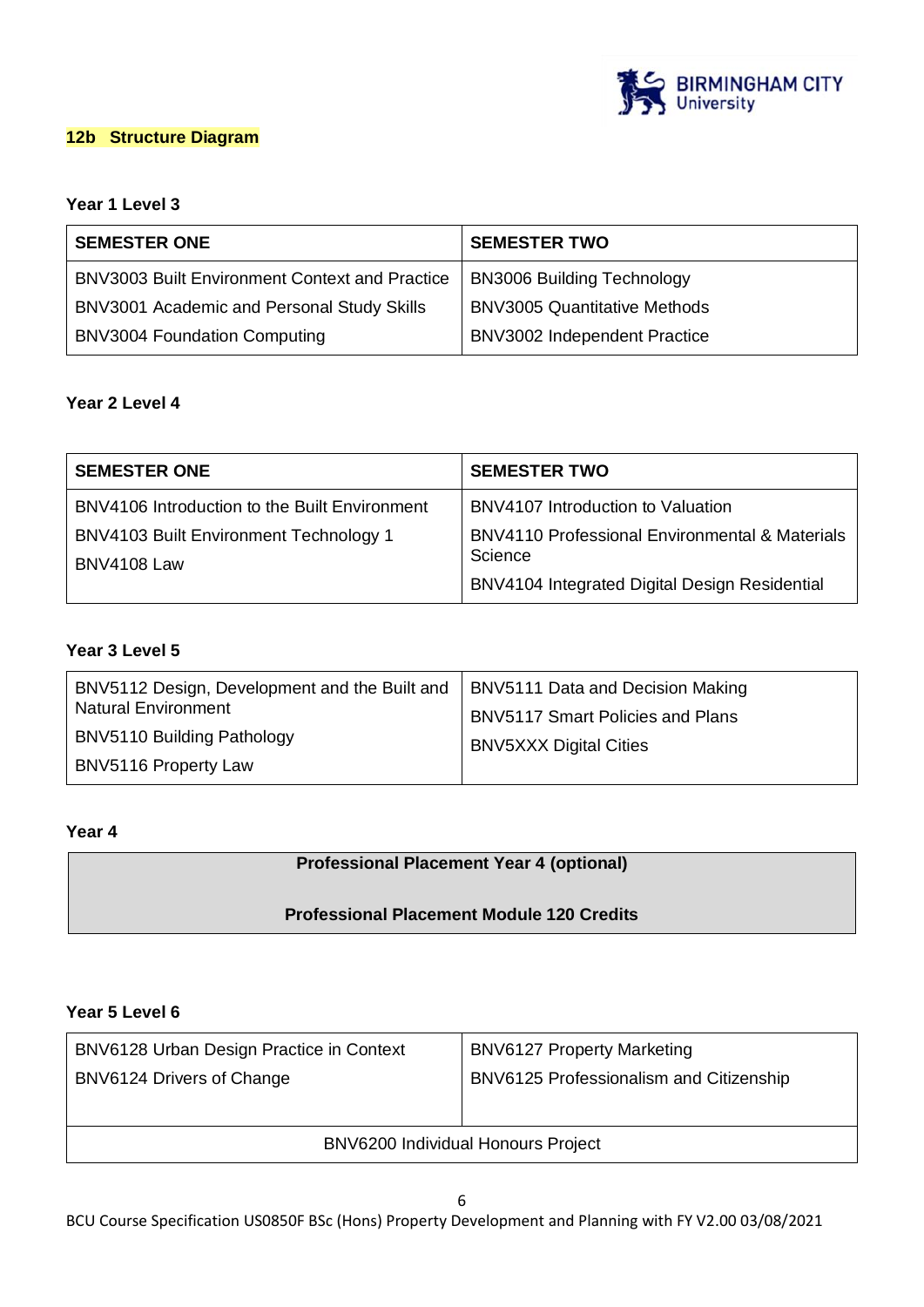## 12b Structure Diagram

**Year 1 Level 3**

| SEMESTER ONE | SEMESTER TWO |
|---|---|
| BNV3003 Built Environment Context and Practice<br>BNV3001 Academic and Personal Study Skills<br>BNV3004 Foundation Computing | BN3006 Building Technology<br>BNV3005 Quantitative Methods<br>BNV3002 Independent Practice |

**Year 2 Level 4**

| SEMESTER ONE | SEMESTER TWO |
|---|---|
| BNV4106 Introduction to the Built Environment<br>BNV4103 Built Environment Technology 1<br>BNV4108 Law | BNV4107 Introduction to Valuation<br>BNV4110 Professional Environmental & Materials Science<br>BNV4104 Integrated Digital Design Residential |

**Year 3 Level 5**

| | |
|---|---|
| BNV5112 Design, Development and the Built and Natural Environment<br>BNV5110 Building Pathology<br>BNV5116 Property Law | BNV5111 Data and Decision Making<br>BNV5117 Smart Policies and Plans<br>BNV5XXX Digital Cities |

**Year 4**

| **Professional Placement Year 4 (optional)**<br><br>**Professional Placement Module 120 Credits** |
|---|

**Year 5 Level 6**

| | |
|---|---|
| BNV6128 Urban Design Practice in Context<br>BNV6124 Drivers of Change | BNV6127 Property Marketing<br>BNV6125 Professionalism and Citizenship |
| BNV6200 Individual Honours Project | |

BCU Course Specification US0850F BSc (Hons) Property Development and Planning with FY V2.00 03/08/2021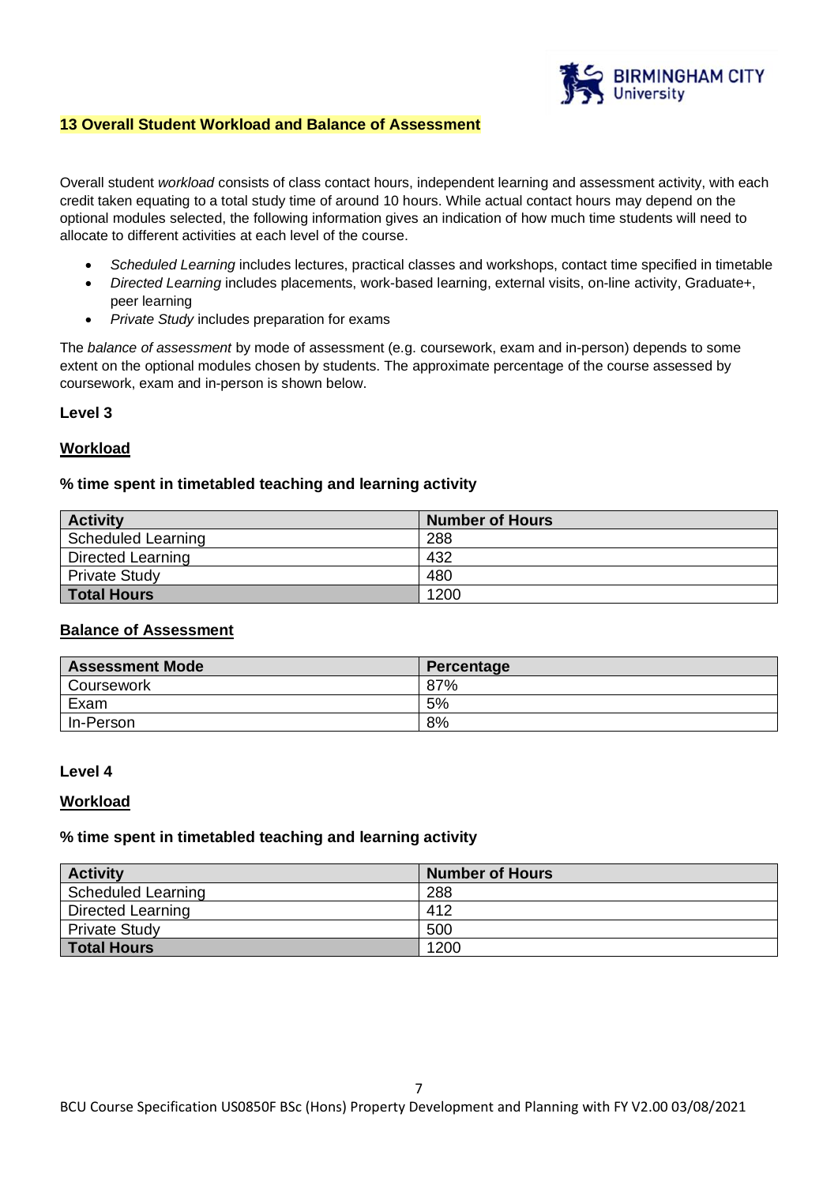## 13 Overall Student Workload and Balance of Assessment

Overall student *workload* consists of class contact hours, independent learning and assessment activity, with each credit taken equating to a total study time of around 10 hours. While actual contact hours may depend on the optional modules selected, the following information gives an indication of how much time students will need to allocate to different activities at each level of the course.

- *Scheduled Learning* includes lectures, practical classes and workshops, contact time specified in timetable
- *Directed Learning* includes placements, work-based learning, external visits, on-line activity, Graduate+, peer learning
- *Private Study* includes preparation for exams

The *balance of assessment* by mode of assessment (e.g. coursework, exam and in-person) depends to some extent on the optional modules chosen by students. The approximate percentage of the course assessed by coursework, exam and in-person is shown below.

### Level 3

#### Workload

**% time spent in timetabled teaching and learning activity**

| Activity | Number of Hours |
|---|---|
| Scheduled Learning | 288 |
| Directed Learning | 432 |
| Private Study | 480 |
| **Total Hours** | 1200 |

#### Balance of Assessment

| Assessment Mode | Percentage |
|---|---|
| Coursework | 87% |
| Exam | 5% |
| In-Person | 8% |

### Level 4

#### Workload

**% time spent in timetabled teaching and learning activity**

| Activity | Number of Hours |
|---|---|
| Scheduled Learning | 288 |
| Directed Learning | 412 |
| Private Study | 500 |
| **Total Hours** | 1200 |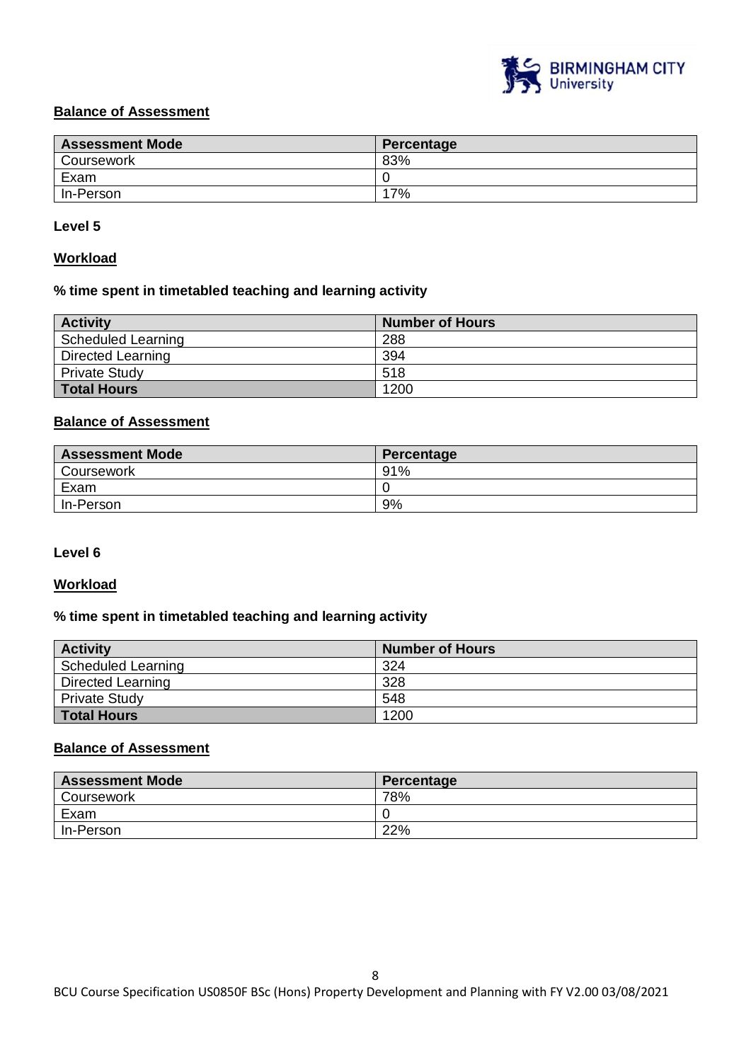**Balance of Assessment**

| Assessment Mode | Percentage |
|---|---|
| Coursework | 83% |
| Exam | 0 |
| In-Person | 17% |

**Level 5**

**Workload**

**% time spent in timetabled teaching and learning activity**

| Activity | Number of Hours |
|---|---|
| Scheduled Learning | 288 |
| Directed Learning | 394 |
| Private Study | 518 |
| **Total Hours** | 1200 |

**Balance of Assessment**

| Assessment Mode | Percentage |
|---|---|
| Coursework | 91% |
| Exam | 0 |
| In-Person | 9% |

**Level 6**

**Workload**

**% time spent in timetabled teaching and learning activity**

| Activity | Number of Hours |
|---|---|
| Scheduled Learning | 324 |
| Directed Learning | 328 |
| Private Study | 548 |
| **Total Hours** | 1200 |

**Balance of Assessment**

| Assessment Mode | Percentage |
|---|---|
| Coursework | 78% |
| Exam | 0 |
| In-Person | 22% |